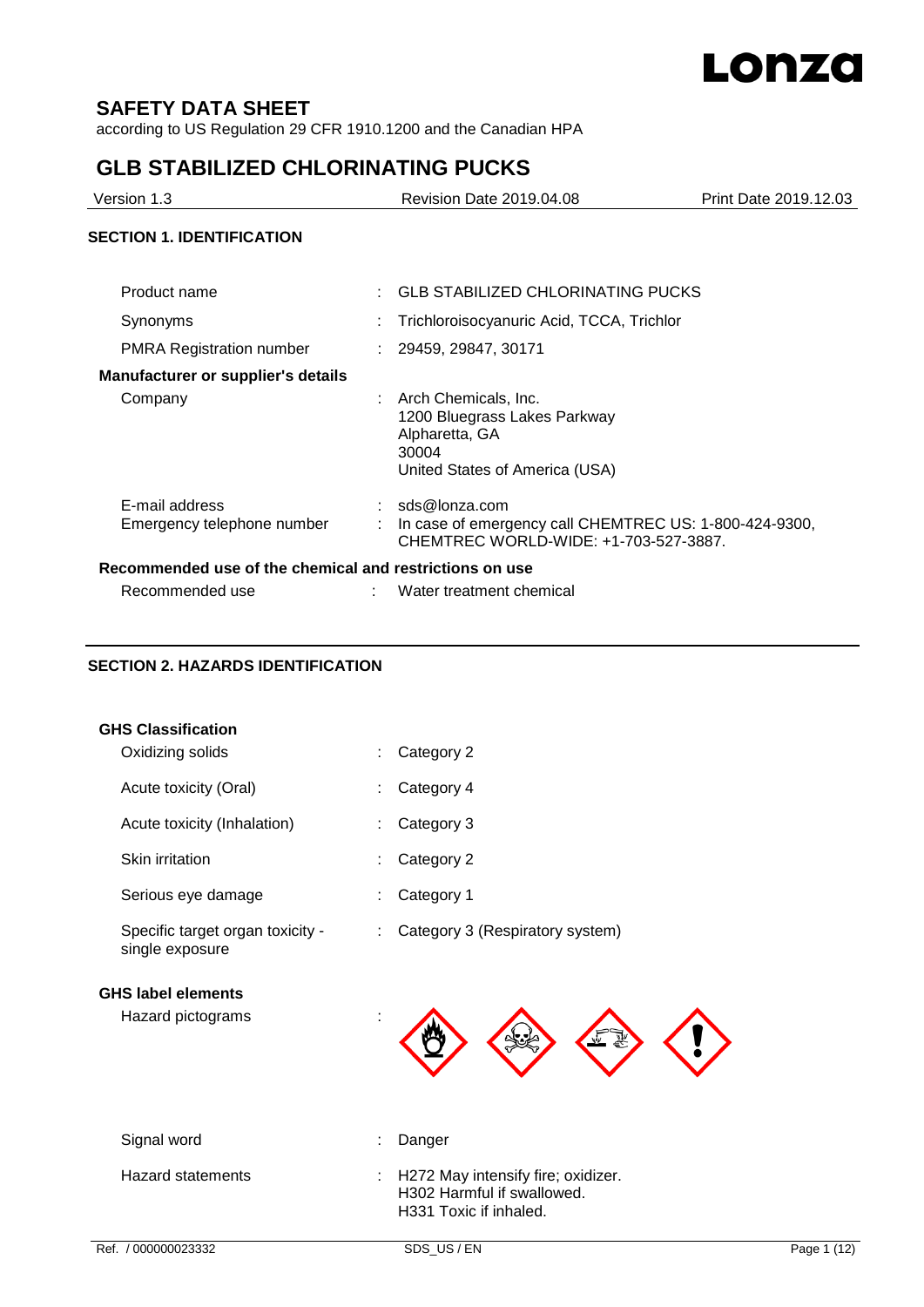# SAFETY DATA SHEET

according to US Regulation 29 CFR 1910.1200 and the Canadian HPA

# GLB STABILIZED CHLORINATING PUCKS

| Version 1.3 | Revision Date 2019.04.08 | Print Date 2019.12.03 |
|---|---|---|

## SECTION 1. IDENTIFICATION

| | | |
|---|---|---|
| Product name | : | GLB STABILIZED CHLORINATING PUCKS |
| Synonyms | : | Trichloroisocyanuric Acid, TCCA, Trichlor |
| PMRA Registration number | : | 29459, 29847, 30171 |

**Manufacturer or supplier's details**

| | | |
|---|---|---|
| Company | : | Arch Chemicals, Inc.<br>1200 Bluegrass Lakes Parkway<br>Alpharetta, GA<br>30004<br>United States of America (USA) |
| E-mail address | : | sds@lonza.com |
| Emergency telephone number | : | In case of emergency call CHEMTREC US: 1-800-424-9300, CHEMTREC WORLD-WIDE: +1-703-527-3887. |

**Recommended use of the chemical and restrictions on use**

| | | |
|---|---|---|
| Recommended use | : | Water treatment chemical |

## SECTION 2. HAZARDS IDENTIFICATION

**GHS Classification**

| | | |
|---|---|---|
| Oxidizing solids | : | Category 2 |
| Acute toxicity (Oral) | : | Category 4 |
| Acute toxicity (Inhalation) | : | Category 3 |
| Skin irritation | : | Category 2 |
| Serious eye damage | : | Category 1 |
| Specific target organ toxicity - single exposure | : | Category 3 (Respiratory system) |

**GHS label elements**

| | | |
|---|---|---|
| Hazard pictograms | : | |
| Signal word | : | Danger |
| Hazard statements | : | H272 May intensify fire; oxidizer.<br>H302 Harmful if swallowed.<br>H331 Toxic if inhaled. |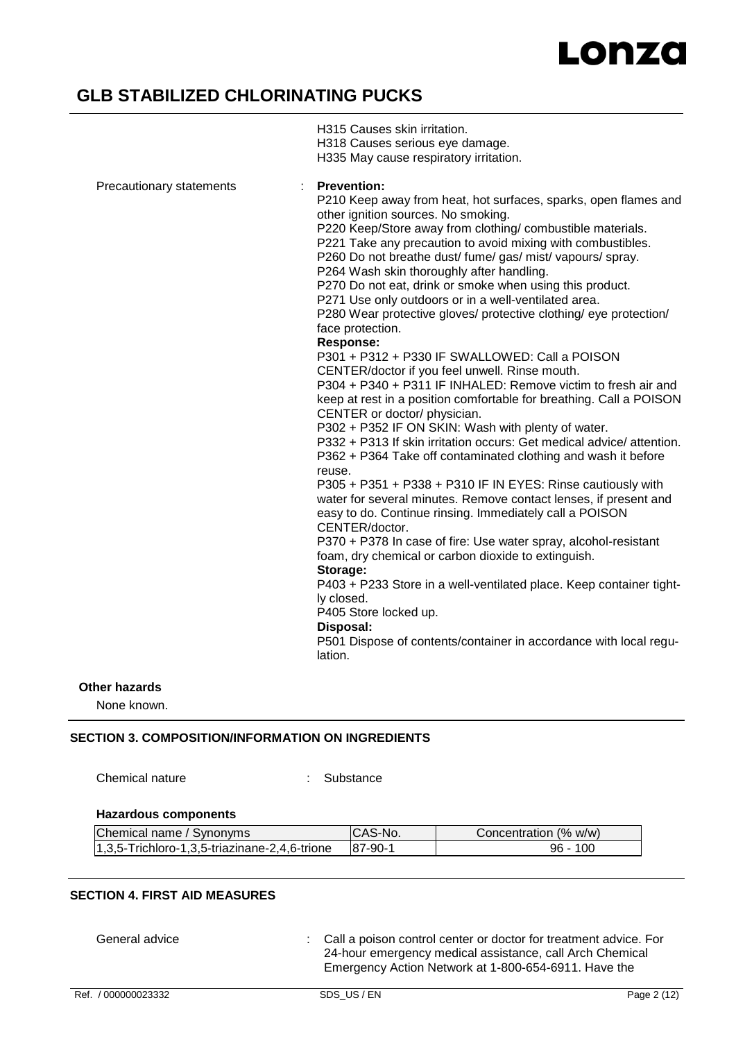H315 Causes skin irritation.
H318 Causes serious eye damage.
H335 May cause respiratory irritation.

Precautionary statements :

**Prevention:**
P210 Keep away from heat, hot surfaces, sparks, open flames and other ignition sources. No smoking.
P220 Keep/Store away from clothing/ combustible materials.
P221 Take any precaution to avoid mixing with combustibles.
P260 Do not breathe dust/ fume/ gas/ mist/ vapours/ spray.
P264 Wash skin thoroughly after handling.
P270 Do not eat, drink or smoke when using this product.
P271 Use only outdoors or in a well-ventilated area.
P280 Wear protective gloves/ protective clothing/ eye protection/ face protection.

**Response:**
P301 + P312 + P330 IF SWALLOWED: Call a POISON CENTER/doctor if you feel unwell. Rinse mouth.
P304 + P340 + P311 IF INHALED: Remove victim to fresh air and keep at rest in a position comfortable for breathing. Call a POISON CENTER or doctor/ physician.
P302 + P352 IF ON SKIN: Wash with plenty of water.
P332 + P313 If skin irritation occurs: Get medical advice/ attention.
P362 + P364 Take off contaminated clothing and wash it before reuse.
P305 + P351 + P338 + P310 IF IN EYES: Rinse cautiously with water for several minutes. Remove contact lenses, if present and easy to do. Continue rinsing. Immediately call a POISON CENTER/doctor.
P370 + P378 In case of fire: Use water spray, alcohol-resistant foam, dry chemical or carbon dioxide to extinguish.

**Storage:**
P403 + P233 Store in a well-ventilated place. Keep container tightly closed.
P405 Store locked up.

**Disposal:**
P501 Dispose of contents/container in accordance with local regulation.

### Other hazards

None known.

## SECTION 3. COMPOSITION/INFORMATION ON INGREDIENTS

Chemical nature : Substance

### Hazardous components

| Chemical name / Synonyms | CAS-No. | Concentration (% w/w) |
|---|---|---|
| 1,3,5-Trichloro-1,3,5-triazinane-2,4,6-trione | 87-90-1 | 96 - 100 |

## SECTION 4. FIRST AID MEASURES

General advice : Call a poison control center or doctor for treatment advice. For 24-hour emergency medical assistance, call Arch Chemical Emergency Action Network at 1-800-654-6911. Have the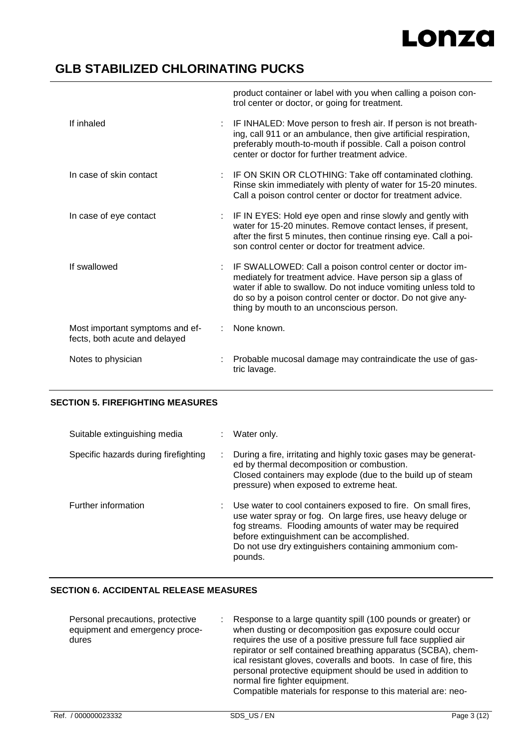product container or label with you when calling a poison control center or doctor, or going for treatment.

| | |
|---|---|
| If inhaled | : IF INHALED: Move person to fresh air. If person is not breathing, call 911 or an ambulance, then give artificial respiration, preferably mouth-to-mouth if possible. Call a poison control center or doctor for further treatment advice. |
| In case of skin contact | : IF ON SKIN OR CLOTHING: Take off contaminated clothing. Rinse skin immediately with plenty of water for 15-20 minutes. Call a poison control center or doctor for treatment advice. |
| In case of eye contact | : IF IN EYES: Hold eye open and rinse slowly and gently with water for 15-20 minutes. Remove contact lenses, if present, after the first 5 minutes, then continue rinsing eye. Call a poison control center or doctor for treatment advice. |
| If swallowed | : IF SWALLOWED: Call a poison control center or doctor immediately for treatment advice. Have person sip a glass of water if able to swallow. Do not induce vomiting unless told to do so by a poison control center or doctor. Do not give anything by mouth to an unconscious person. |
| Most important symptoms and effects, both acute and delayed | : None known. |
| Notes to physician | : Probable mucosal damage may contraindicate the use of gastric lavage. |

## SECTION 5. FIREFIGHTING MEASURES

| | |
|---|---|
| Suitable extinguishing media | : Water only. |
| Specific hazards during firefighting | : During a fire, irritating and highly toxic gases may be generated by thermal decomposition or combustion.<br>Closed containers may explode (due to the build up of steam pressure) when exposed to extreme heat. |
| Further information | : Use water to cool containers exposed to fire. On small fires, use water spray or fog. On large fires, use heavy deluge or fog streams. Flooding amounts of water may be required before extinguishment can be accomplished.<br>Do not use dry extinguishers containing ammonium compounds. |

## SECTION 6. ACCIDENTAL RELEASE MEASURES

| | |
|---|---|
| Personal precautions, protective equipment and emergency procedures | : Response to a large quantity spill (100 pounds or greater) or when dusting or decomposition gas exposure could occur requires the use of a positive pressure full face supplied air repirator or self contained breathing apparatus (SCBA), chemical resistant gloves, coveralls and boots. In case of fire, this personal protective equipment should be used in addition to normal fire fighter equipment.<br>Compatible materials for response to this material are: neo- |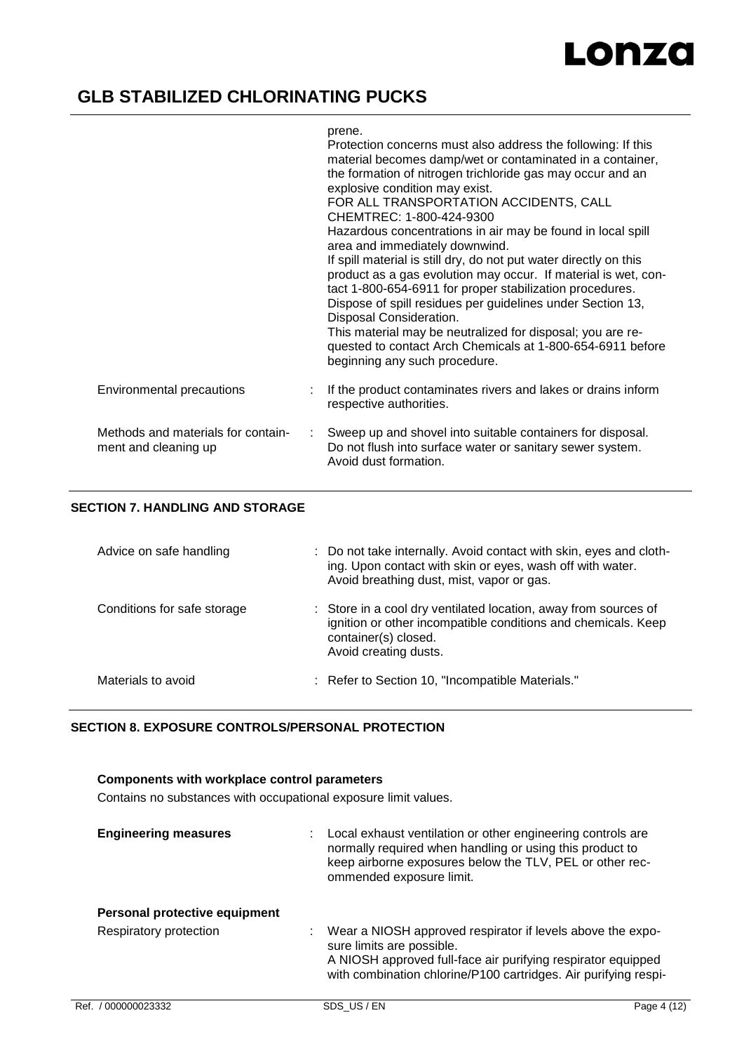| | |
|---|---|
| | prene.<br>Protection concerns must also address the following: If this material becomes damp/wet or contaminated in a container, the formation of nitrogen trichloride gas may occur and an explosive condition may exist.<br>FOR ALL TRANSPORTATION ACCIDENTS, CALL CHEMTREC: 1-800-424-9300<br>Hazardous concentrations in air may be found in local spill area and immediately downwind.<br>If spill material is still dry, do not put water directly on this product as a gas evolution may occur. If material is wet, contact 1-800-654-6911 for proper stabilization procedures.<br>Dispose of spill residues per guidelines under Section 13, Disposal Consideration.<br>This material may be neutralized for disposal; you are requested to contact Arch Chemicals at 1-800-654-6911 before beginning any such procedure. |
| Environmental precautions | : If the product contaminates rivers and lakes or drains inform respective authorities. |
| Methods and materials for containment and cleaning up | : Sweep up and shovel into suitable containers for disposal.<br>Do not flush into surface water or sanitary sewer system.<br>Avoid dust formation. |

## SECTION 7. HANDLING AND STORAGE

| | |
|---|---|
| Advice on safe handling | : Do not take internally. Avoid contact with skin, eyes and clothing. Upon contact with skin or eyes, wash off with water. Avoid breathing dust, mist, vapor or gas. |
| Conditions for safe storage | : Store in a cool dry ventilated location, away from sources of ignition or other incompatible conditions and chemicals. Keep container(s) closed.<br>Avoid creating dusts. |
| Materials to avoid | : Refer to Section 10, "Incompatible Materials." |

## SECTION 8. EXPOSURE CONTROLS/PERSONAL PROTECTION

**Components with workplace control parameters**

Contains no substances with occupational exposure limit values.

| | |
|---|---|
| **Engineering measures** | : Local exhaust ventilation or other engineering controls are normally required when handling or using this product to keep airborne exposures below the TLV, PEL or other recommended exposure limit. |

**Personal protective equipment**

| | |
|---|---|
| Respiratory protection | : Wear a NIOSH approved respirator if levels above the exposure limits are possible.<br>A NIOSH approved full-face air purifying respirator equipped with combination chlorine/P100 cartridges. Air purifying respi- |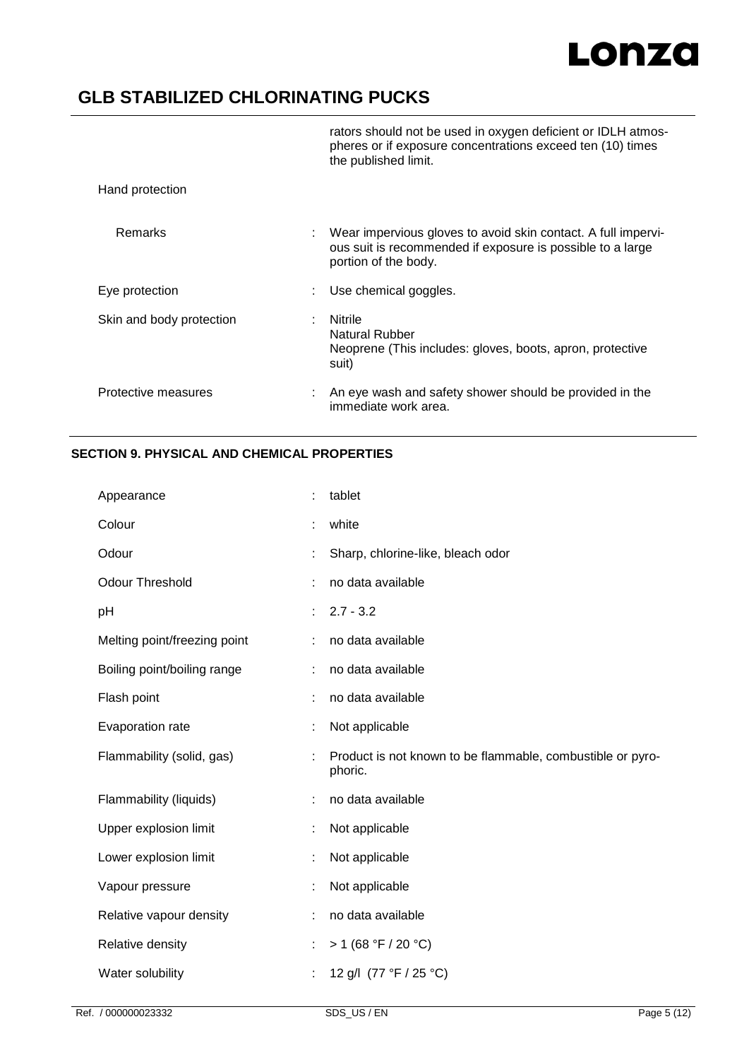rators should not be used in oxygen deficient or IDLH atmospheres or if exposure concentrations exceed ten (10) times the published limit.

| | | |
|---|---|---|
| Hand protection | | |
| Remarks | : | Wear impervious gloves to avoid skin contact. A full impervious suit is recommended if exposure is possible to a large portion of the body. |
| Eye protection | : | Use chemical goggles. |
| Skin and body protection | : | Nitrile<br>Natural Rubber<br>Neoprene (This includes: gloves, boots, apron, protective suit) |
| Protective measures | : | An eye wash and safety shower should be provided in the immediate work area. |

## SECTION 9. PHYSICAL AND CHEMICAL PROPERTIES

| | | |
|---|---|---|
| Appearance | : | tablet |
| Colour | : | white |
| Odour | : | Sharp, chlorine-like, bleach odor |
| Odour Threshold | : | no data available |
| pH | : | 2.7 - 3.2 |
| Melting point/freezing point | : | no data available |
| Boiling point/boiling range | : | no data available |
| Flash point | : | no data available |
| Evaporation rate | : | Not applicable |
| Flammability (solid, gas) | : | Product is not known to be flammable, combustible or pyrophoric. |
| Flammability (liquids) | : | no data available |
| Upper explosion limit | : | Not applicable |
| Lower explosion limit | : | Not applicable |
| Vapour pressure | : | Not applicable |
| Relative vapour density | : | no data available |
| Relative density | : | > 1 (68 °F / 20 °C) |
| Water solubility | : | 12 g/l (77 °F / 25 °C) |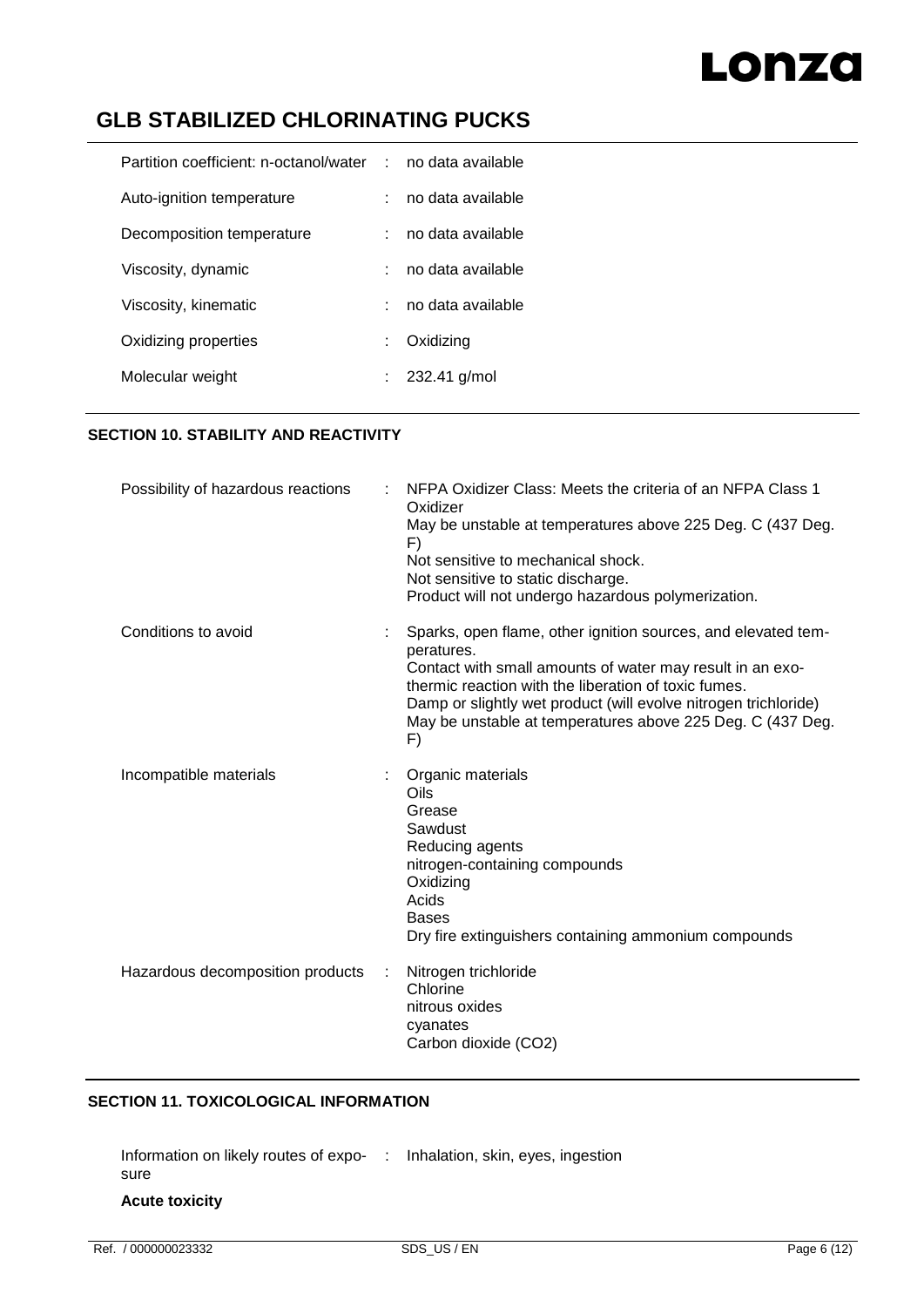| | | |
|---|---|---|
| Partition coefficient: n-octanol/water | : | no data available |
| Auto-ignition temperature | : | no data available |
| Decomposition temperature | : | no data available |
| Viscosity, dynamic | : | no data available |
| Viscosity, kinematic | : | no data available |
| Oxidizing properties | : | Oxidizing |
| Molecular weight | : | 232.41 g/mol |

## SECTION 10. STABILITY AND REACTIVITY

| | | |
|---|---|---|
| Possibility of hazardous reactions | : | NFPA Oxidizer Class: Meets the criteria of an NFPA Class 1 Oxidizer<br>May be unstable at temperatures above 225 Deg. C (437 Deg. F)<br>Not sensitive to mechanical shock.<br>Not sensitive to static discharge.<br>Product will not undergo hazardous polymerization. |
| Conditions to avoid | : | Sparks, open flame, other ignition sources, and elevated temperatures.<br>Contact with small amounts of water may result in an exothermic reaction with the liberation of toxic fumes.<br>Damp or slightly wet product (will evolve nitrogen trichloride)<br>May be unstable at temperatures above 225 Deg. C (437 Deg. F) |
| Incompatible materials | : | Organic materials<br>Oils<br>Grease<br>Sawdust<br>Reducing agents<br>nitrogen-containing compounds<br>Oxidizing<br>Acids<br>Bases<br>Dry fire extinguishers containing ammonium compounds |
| Hazardous decomposition products | : | Nitrogen trichloride<br>Chlorine<br>nitrous oxides<br>cyanates<br>Carbon dioxide ($CO_2$) |

## SECTION 11. TOXICOLOGICAL INFORMATION

| | | |
|---|---|---|
| Information on likely routes of exposure | : | Inhalation, skin, eyes, ingestion |

**Acute toxicity**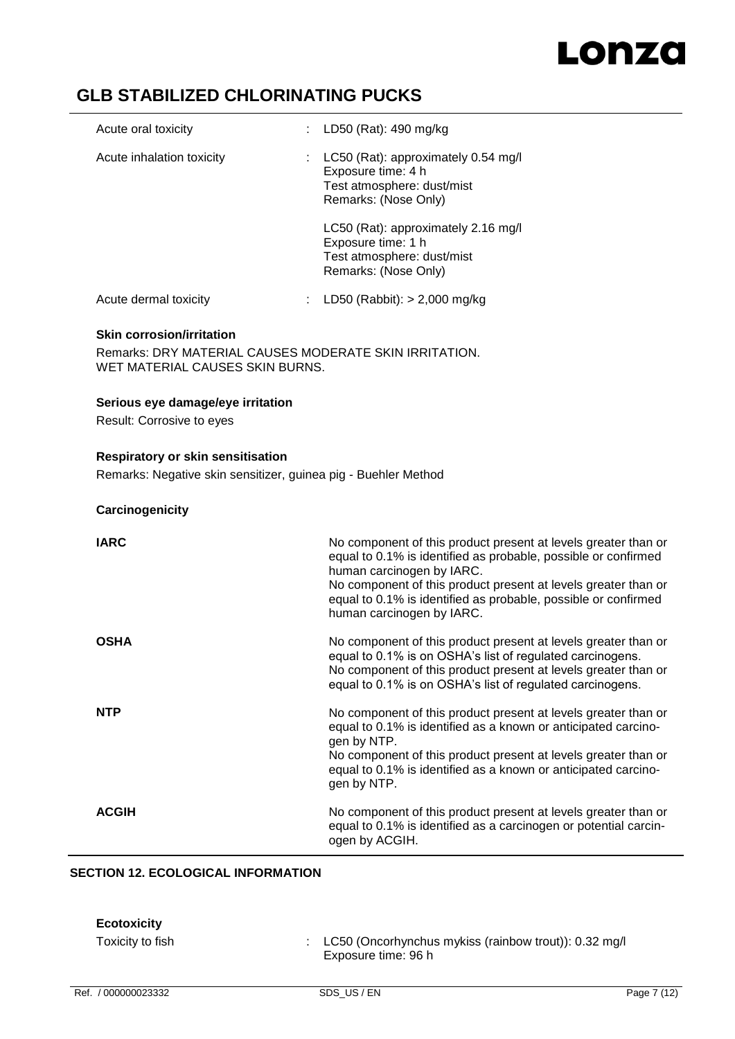| | | |
|---|---|---|
| Acute oral toxicity | : | LD50 (Rat): 490 mg/kg |
| Acute inhalation toxicity | : | LC50 (Rat): approximately 0.54 mg/l<br>Exposure time: 4 h<br>Test atmosphere: dust/mist<br>Remarks: (Nose Only)<br><br>LC50 (Rat): approximately 2.16 mg/l<br>Exposure time: 1 h<br>Test atmosphere: dust/mist<br>Remarks: (Nose Only) |
| Acute dermal toxicity | : | LD50 (Rabbit): > 2,000 mg/kg |

**Skin corrosion/irritation**

Remarks: DRY MATERIAL CAUSES MODERATE SKIN IRRITATION.
WET MATERIAL CAUSES SKIN BURNS.

**Serious eye damage/eye irritation**

Result: Corrosive to eyes

**Respiratory or skin sensitisation**

Remarks: Negative skin sensitizer, guinea pig - Buehler Method

**Carcinogenicity**

| | |
|---|---|
| **IARC** | No component of this product present at levels greater than or equal to 0.1% is identified as probable, possible or confirmed human carcinogen by IARC.<br>No component of this product present at levels greater than or equal to 0.1% is identified as probable, possible or confirmed human carcinogen by IARC. |
| **OSHA** | No component of this product present at levels greater than or equal to 0.1% is on OSHA's list of regulated carcinogens.<br>No component of this product present at levels greater than or equal to 0.1% is on OSHA's list of regulated carcinogens. |
| **NTP** | No component of this product present at levels greater than or equal to 0.1% is identified as a known or anticipated carcinogen by NTP.<br>No component of this product present at levels greater than or equal to 0.1% is identified as a known or anticipated carcinogen by NTP. |
| **ACGIH** | No component of this product present at levels greater than or equal to 0.1% is identified as a carcinogen or potential carcinogen by ACGIH. |

## SECTION 12. ECOLOGICAL INFORMATION

**Ecotoxicity**

| | | |
|---|---|---|
| Toxicity to fish | : | LC50 (Oncorhynchus mykiss (rainbow trout)): 0.32 mg/l<br>Exposure time: 96 h |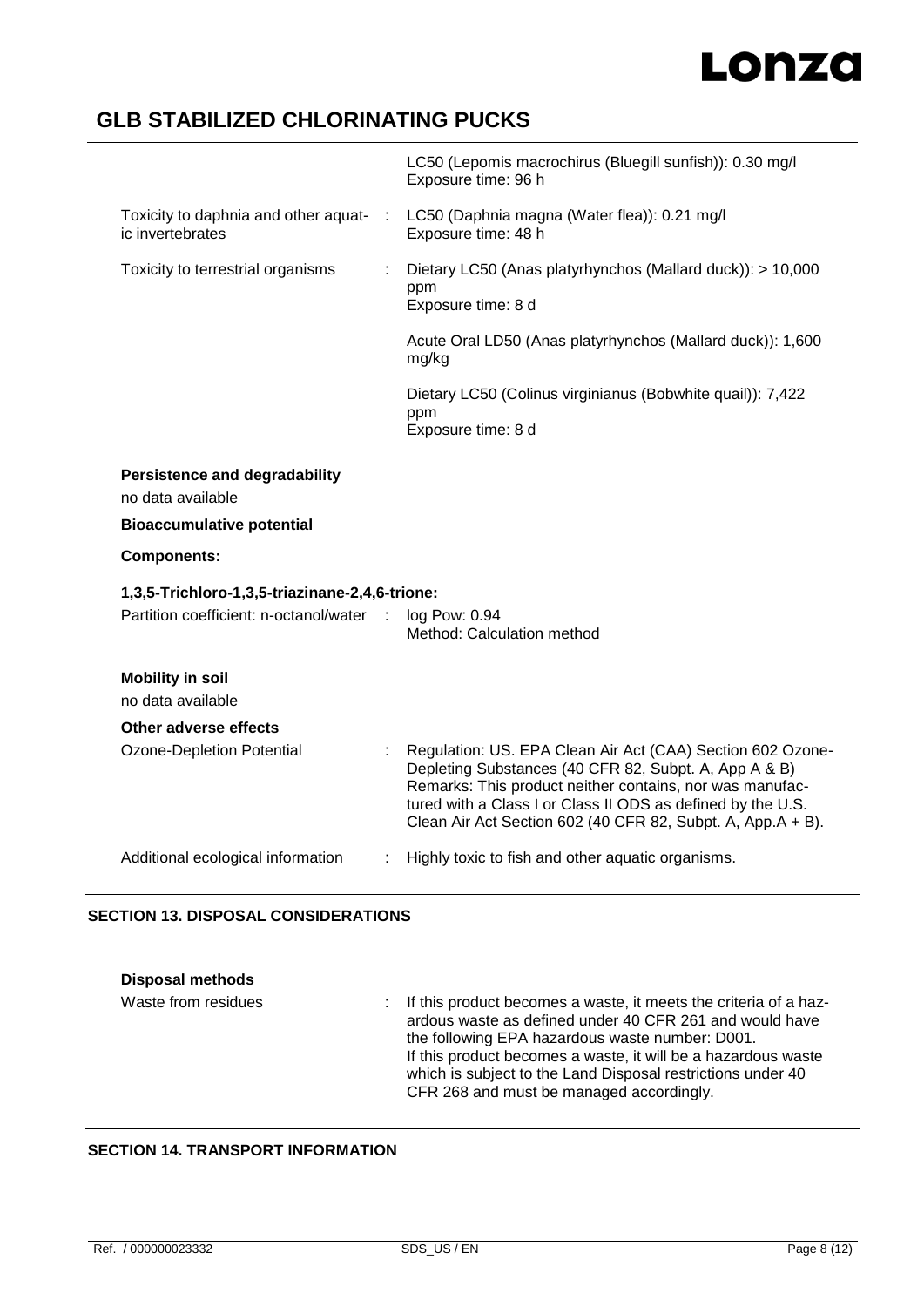| | | |
|---|---|---|
| | | LC50 (Lepomis macrochirus (Bluegill sunfish)): 0.30 mg/l<br>Exposure time: 96 h |
| Toxicity to daphnia and other aquatic invertebrates | : | LC50 (Daphnia magna (Water flea)): 0.21 mg/l<br>Exposure time: 48 h |
| Toxicity to terrestrial organisms | : | Dietary LC50 (Anas platyrhynchos (Mallard duck)): > 10,000 ppm<br>Exposure time: 8 d<br><br>Acute Oral LD50 (Anas platyrhynchos (Mallard duck)): 1,600 mg/kg<br><br>Dietary LC50 (Colinus virginianus (Bobwhite quail)): 7,422 ppm<br>Exposure time: 8 d |

**Persistence and degradability**

no data available

**Bioaccumulative potential**

**Components:**

**1,3,5-Trichloro-1,3,5-triazinane-2,4,6-trione:**

| | | |
|---|---|---|
| Partition coefficient: n-octanol/water | : | log Pow: 0.94<br>Method: Calculation method |

**Mobility in soil**

no data available

**Other adverse effects**

| | | |
|---|---|---|
| Ozone-Depletion Potential | : | Regulation: US. EPA Clean Air Act (CAA) Section 602 Ozone-Depleting Substances (40 CFR 82, Subpt. A, App A & B)<br>Remarks: This product neither contains, nor was manufactured with a Class I or Class II ODS as defined by the U.S. Clean Air Act Section 602 (40 CFR 82, Subpt. A, App.A + B). |
| Additional ecological information | : | Highly toxic to fish and other aquatic organisms. |

## SECTION 13. DISPOSAL CONSIDERATIONS

**Disposal methods**

| | | |
|---|---|---|
| Waste from residues | : | If this product becomes a waste, it meets the criteria of a hazardous waste as defined under 40 CFR 261 and would have the following EPA hazardous waste number: D001.<br>If this product becomes a waste, it will be a hazardous waste which is subject to the Land Disposal restrictions under 40 CFR 268 and must be managed accordingly. |

## SECTION 14. TRANSPORT INFORMATION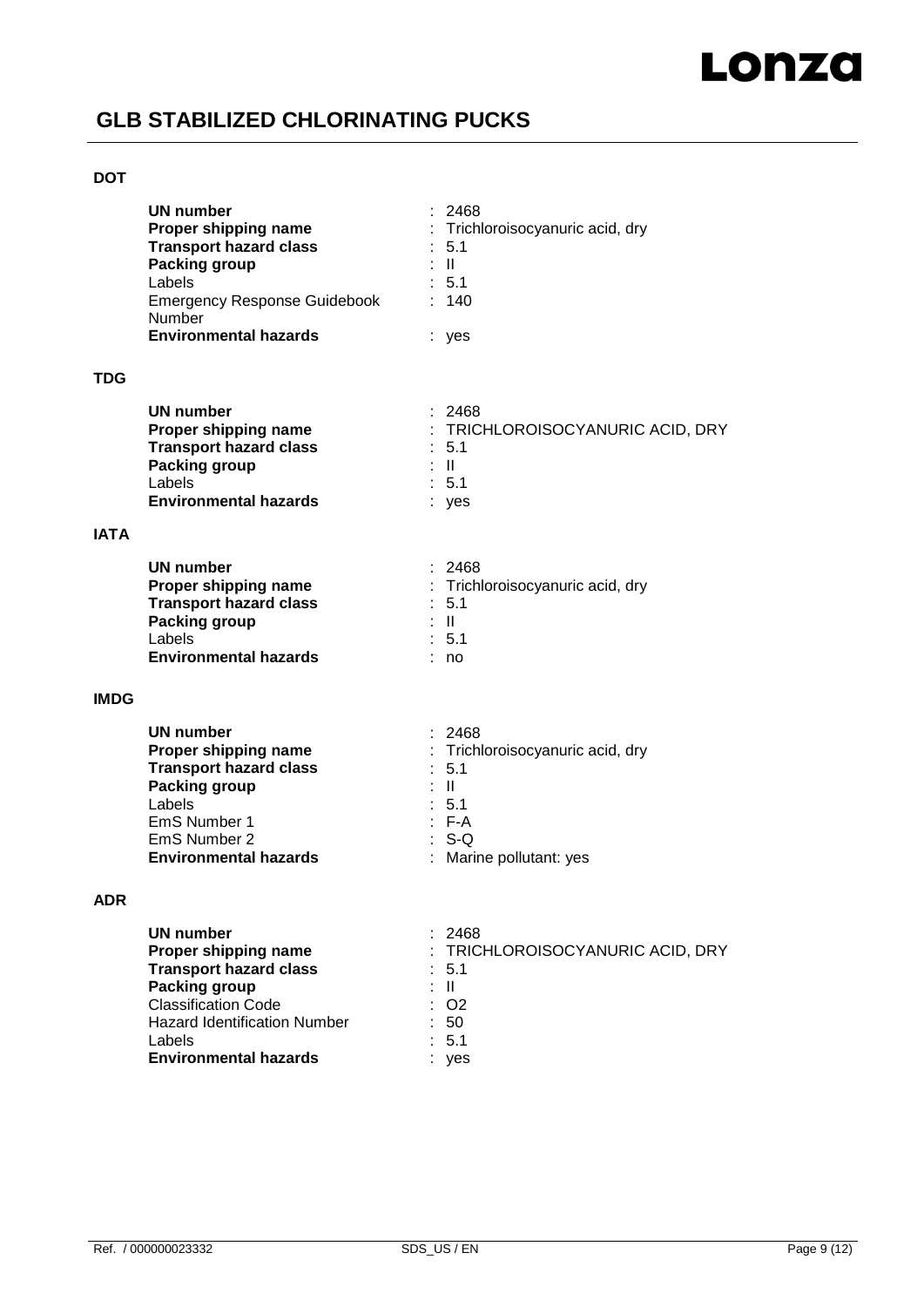**DOT**

| | |
|---|---|
| **UN number** | : 2468 |
| **Proper shipping name** | : Trichloroisocyanuric acid, dry |
| **Transport hazard class** | : 5.1 |
| **Packing group** | : II |
| Labels | : 5.1 |
| Emergency Response Guidebook Number | : 140 |
| **Environmental hazards** | : yes |

**TDG**

| | |
|---|---|
| **UN number** | : 2468 |
| **Proper shipping name** | : TRICHLOROISOCYANURIC ACID, DRY |
| **Transport hazard class** | : 5.1 |
| **Packing group** | : II |
| Labels | : 5.1 |
| **Environmental hazards** | : yes |

**IATA**

| | |
|---|---|
| **UN number** | : 2468 |
| **Proper shipping name** | : Trichloroisocyanuric acid, dry |
| **Transport hazard class** | : 5.1 |
| **Packing group** | : II |
| Labels | : 5.1 |
| **Environmental hazards** | : no |

**IMDG**

| | |
|---|---|
| **UN number** | : 2468 |
| **Proper shipping name** | : Trichloroisocyanuric acid, dry |
| **Transport hazard class** | : 5.1 |
| **Packing group** | : II |
| Labels | : 5.1 |
| EmS Number 1 | : F-A |
| EmS Number 2 | : S-Q |
| **Environmental hazards** | : Marine pollutant: yes |

**ADR**

| | |
|---|---|
| **UN number** | : 2468 |
| **Proper shipping name** | : TRICHLOROISOCYANURIC ACID, DRY |
| **Transport hazard class** | : 5.1 |
| **Packing group** | : II |
| Classification Code | : O2 |
| Hazard Identification Number | : 50 |
| Labels | : 5.1 |
| **Environmental hazards** | : yes |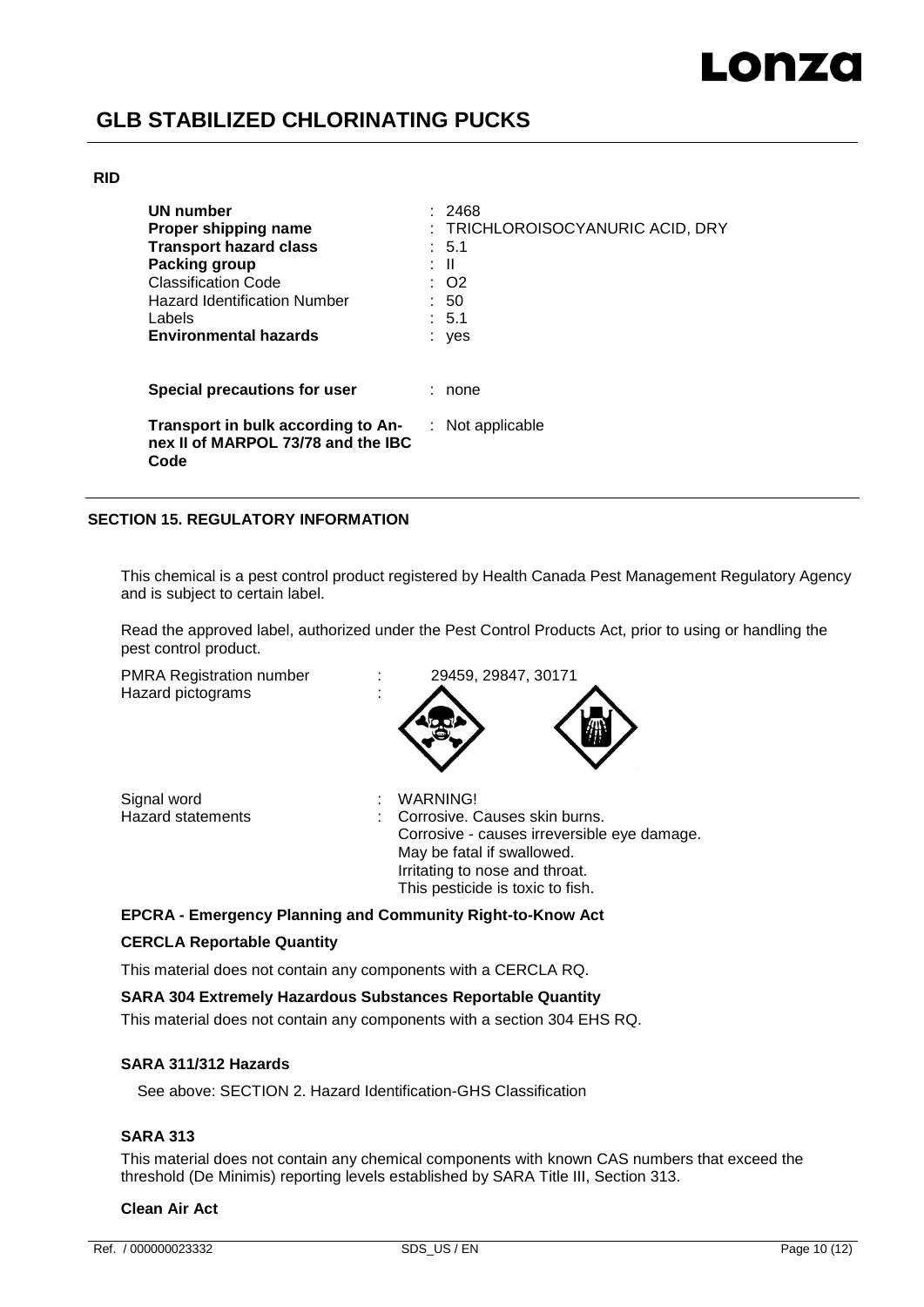**RID**

| | |
|---|---|
| **UN number** | : 2468 |
| **Proper shipping name** | : TRICHLOROISOCYANURIC ACID, DRY |
| **Transport hazard class** | : 5.1 |
| **Packing group** | : II |
| Classification Code | : O2 |
| Hazard Identification Number | : 50 |
| Labels | : 5.1 |
| **Environmental hazards** | : yes |

**Special precautions for user** : none

**Transport in bulk according to Annex II of MARPOL 73/78 and the IBC Code** : Not applicable

## SECTION 15. REGULATORY INFORMATION

This chemical is a pest control product registered by Health Canada Pest Management Regulatory Agency and is subject to certain label.

Read the approved label, authorized under the Pest Control Products Act, prior to using or handling the pest control product.

PMRA Registration number : 29459, 29847, 30171

Hazard pictograms :

Signal word : WARNING!

Hazard statements : Corrosive. Causes skin burns.
Corrosive - causes irreversible eye damage.
May be fatal if swallowed.
Irritating to nose and throat.
This pesticide is toxic to fish.

**EPCRA - Emergency Planning and Community Right-to-Know Act**

**CERCLA Reportable Quantity**

This material does not contain any components with a CERCLA RQ.

**SARA 304 Extremely Hazardous Substances Reportable Quantity**

This material does not contain any components with a section 304 EHS RQ.

**SARA 311/312 Hazards**

See above: SECTION 2. Hazard Identification-GHS Classification

**SARA 313**

This material does not contain any chemical components with known CAS numbers that exceed the threshold (De Minimis) reporting levels established by SARA Title III, Section 313.

**Clean Air Act**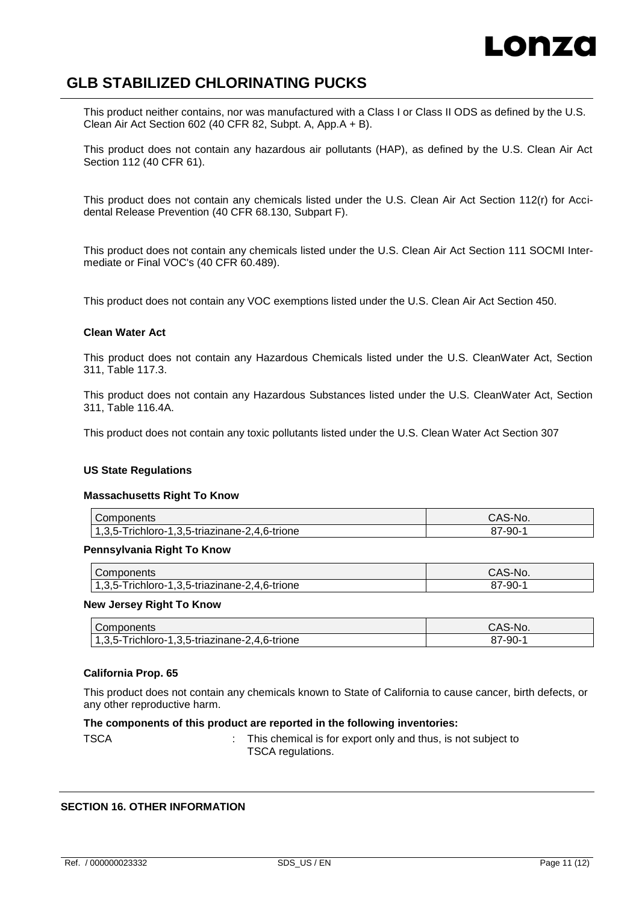This product neither contains, nor was manufactured with a Class I or Class II ODS as defined by the U.S. Clean Air Act Section 602 (40 CFR 82, Subpt. A, App.A + B).

This product does not contain any hazardous air pollutants (HAP), as defined by the U.S. Clean Air Act Section 112 (40 CFR 61).

This product does not contain any chemicals listed under the U.S. Clean Air Act Section 112(r) for Accidental Release Prevention (40 CFR 68.130, Subpart F).

This product does not contain any chemicals listed under the U.S. Clean Air Act Section 111 SOCMI Intermediate or Final VOC's (40 CFR 60.489).

This product does not contain any VOC exemptions listed under the U.S. Clean Air Act Section 450.

**Clean Water Act**

This product does not contain any Hazardous Chemicals listed under the U.S. CleanWater Act, Section 311, Table 117.3.

This product does not contain any Hazardous Substances listed under the U.S. CleanWater Act, Section 311, Table 116.4A.

This product does not contain any toxic pollutants listed under the U.S. Clean Water Act Section 307

**US State Regulations**

**Massachusetts Right To Know**

| Components | CAS-No. |
|---|---|
| 1,3,5-Trichloro-1,3,5-triazinane-2,4,6-trione | 87-90-1 |

**Pennsylvania Right To Know**

| Components | CAS-No. |
|---|---|
| 1,3,5-Trichloro-1,3,5-triazinane-2,4,6-trione | 87-90-1 |

**New Jersey Right To Know**

| Components | CAS-No. |
|---|---|
| 1,3,5-Trichloro-1,3,5-triazinane-2,4,6-trione | 87-90-1 |

**California Prop. 65**

This product does not contain any chemicals known to State of California to cause cancer, birth defects, or any other reproductive harm.

**The components of this product are reported in the following inventories:**

TSCA : This chemical is for export only and thus, is not subject to TSCA regulations.

**SECTION 16. OTHER INFORMATION**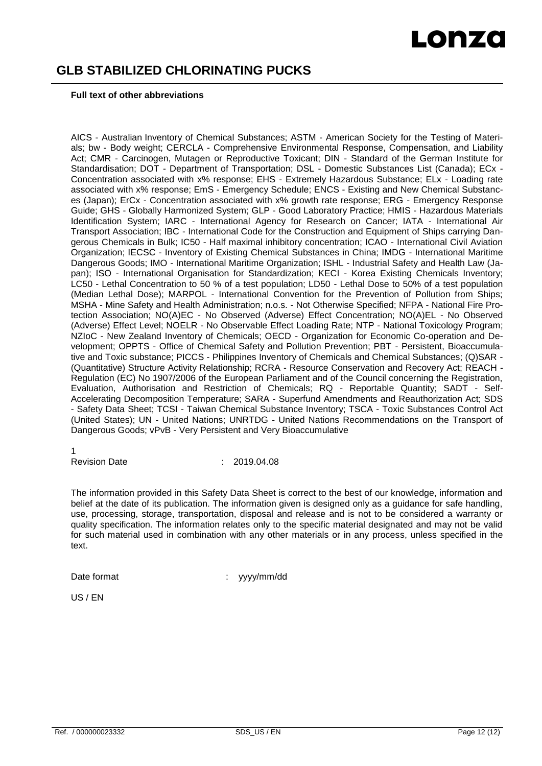**Full text of other abbreviations**

AICS - Australian Inventory of Chemical Substances; ASTM - American Society for the Testing of Materials; bw - Body weight; CERCLA - Comprehensive Environmental Response, Compensation, and Liability Act; CMR - Carcinogen, Mutagen or Reproductive Toxicant; DIN - Standard of the German Institute for Standardisation; DOT - Department of Transportation; DSL - Domestic Substances List (Canada); ECx - Concentration associated with x% response; EHS - Extremely Hazardous Substance; ELx - Loading rate associated with x% response; EmS - Emergency Schedule; ENCS - Existing and New Chemical Substances (Japan); ErCx - Concentration associated with x% growth rate response; ERG - Emergency Response Guide; GHS - Globally Harmonized System; GLP - Good Laboratory Practice; HMIS - Hazardous Materials Identification System; IARC - International Agency for Research on Cancer; IATA - International Air Transport Association; IBC - International Code for the Construction and Equipment of Ships carrying Dangerous Chemicals in Bulk; IC50 - Half maximal inhibitory concentration; ICAO - International Civil Aviation Organization; IECSC - Inventory of Existing Chemical Substances in China; IMDG - International Maritime Dangerous Goods; IMO - International Maritime Organization; ISHL - Industrial Safety and Health Law (Japan); ISO - International Organisation for Standardization; KECI - Korea Existing Chemicals Inventory; LC50 - Lethal Concentration to 50 % of a test population; LD50 - Lethal Dose to 50% of a test population (Median Lethal Dose); MARPOL - International Convention for the Prevention of Pollution from Ships; MSHA - Mine Safety and Health Administration; n.o.s. - Not Otherwise Specified; NFPA - National Fire Protection Association; NO(A)EC - No Observed (Adverse) Effect Concentration; NO(A)EL - No Observed (Adverse) Effect Level; NOELR - No Observable Effect Loading Rate; NTP - National Toxicology Program; NZIoC - New Zealand Inventory of Chemicals; OECD - Organization for Economic Co-operation and Development; OPPTS - Office of Chemical Safety and Pollution Prevention; PBT - Persistent, Bioaccumulative and Toxic substance; PICCS - Philippines Inventory of Chemicals and Chemical Substances; (Q)SAR - (Quantitative) Structure Activity Relationship; RCRA - Resource Conservation and Recovery Act; REACH - Regulation (EC) No 1907/2006 of the European Parliament and of the Council concerning the Registration, Evaluation, Authorisation and Restriction of Chemicals; RQ - Reportable Quantity; SADT - Self-Accelerating Decomposition Temperature; SARA - Superfund Amendments and Reauthorization Act; SDS - Safety Data Sheet; TCSI - Taiwan Chemical Substance Inventory; TSCA - Toxic Substances Control Act (United States); UN - United Nations; UNRTDG - United Nations Recommendations on the Transport of Dangerous Goods; vPvB - Very Persistent and Very Bioaccumulative

1

Revision Date : 2019.04.08

The information provided in this Safety Data Sheet is correct to the best of our knowledge, information and belief at the date of its publication. The information given is designed only as a guidance for safe handling, use, processing, storage, transportation, disposal and release and is not to be considered a warranty or quality specification. The information relates only to the specific material designated and may not be valid for such material used in combination with any other materials or in any process, unless specified in the text.

Date format : yyyy/mm/dd

US / EN